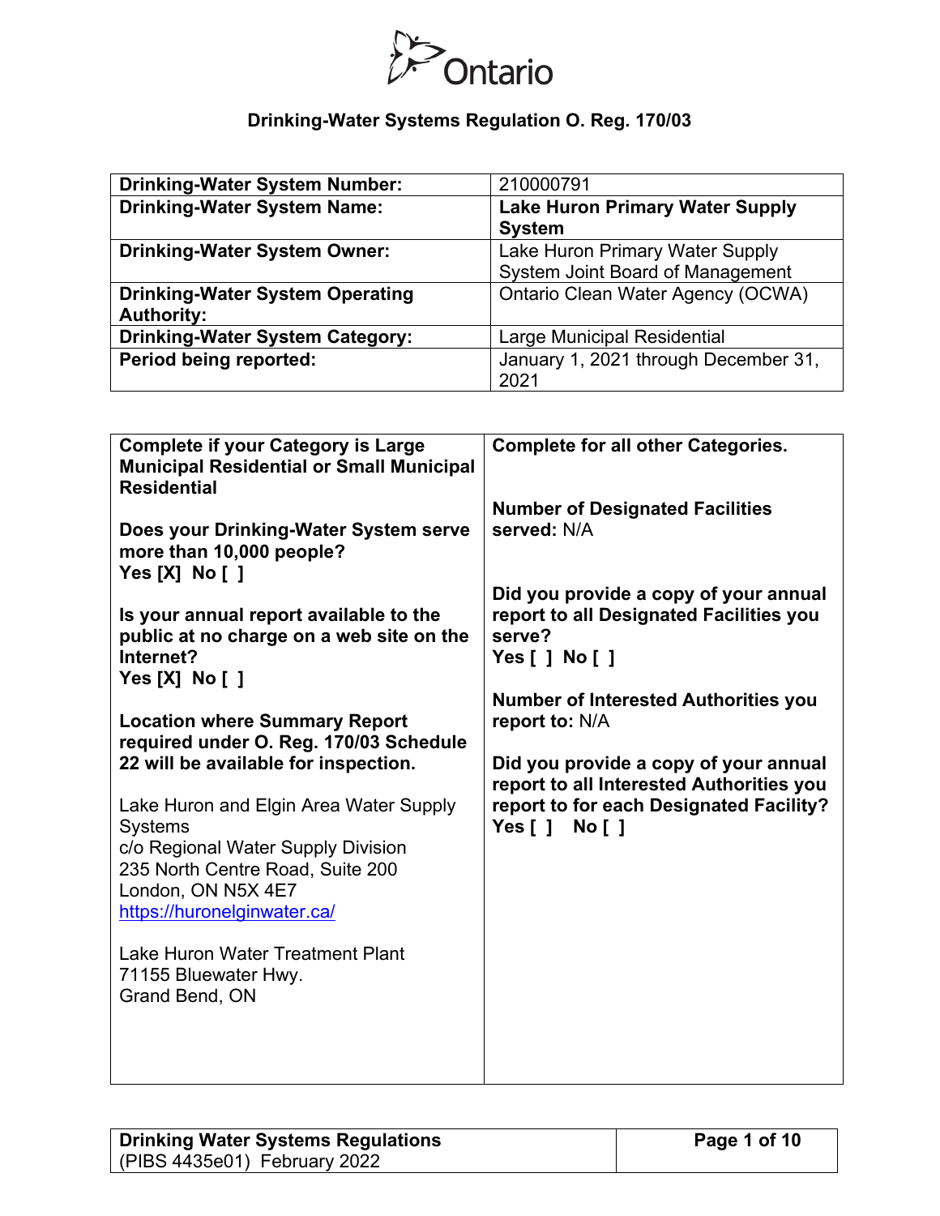Ontario

# Drinking-Water Systems Regulation O. Reg. 170/03

| | |
|---|---|
| **Drinking-Water System Number:** | 210000791 |
| **Drinking-Water System Name:** | **Lake Huron Primary Water Supply System** |
| **Drinking-Water System Owner:** | Lake Huron Primary Water Supply System Joint Board of Management |
| **Drinking-Water System Operating Authority:** | Ontario Clean Water Agency (OCWA) |
| **Drinking-Water System Category:** | Large Municipal Residential |
| **Period being reported:** | January 1, 2021 through December 31, 2021 |

| **Complete if your Category is Large Municipal Residential or Small Municipal Residential** | **Complete for all other Categories.** |
|---|---|
| **Does your Drinking-Water System serve more than 10,000 people?** Yes [X] No [ ] | **Number of Designated Facilities served:** N/A |
| **Is your annual report available to the public at no charge on a web site on the Internet?** Yes [X] No [ ] | **Did you provide a copy of your annual report to all Designated Facilities you serve?** Yes [ ] No [ ] |
| **Location where Summary Report required under O. Reg. 170/03 Schedule 22 will be available for inspection.** | **Number of Interested Authorities you report to:** N/A |
| Lake Huron and Elgin Area Water Supply Systems<br>c/o Regional Water Supply Division<br>235 North Centre Road, Suite 200<br>London, ON N5X 4E7<br>https://huronelginwater.ca/ | **Did you provide a copy of your annual report to all Interested Authorities you report to for each Designated Facility?** Yes [ ] No [ ] |
| Lake Huron Water Treatment Plant<br>71155 Bluewater Hwy.<br>Grand Bend, ON | |

**Drinking Water Systems Regulations**
(PIBS 4435e01) February 2022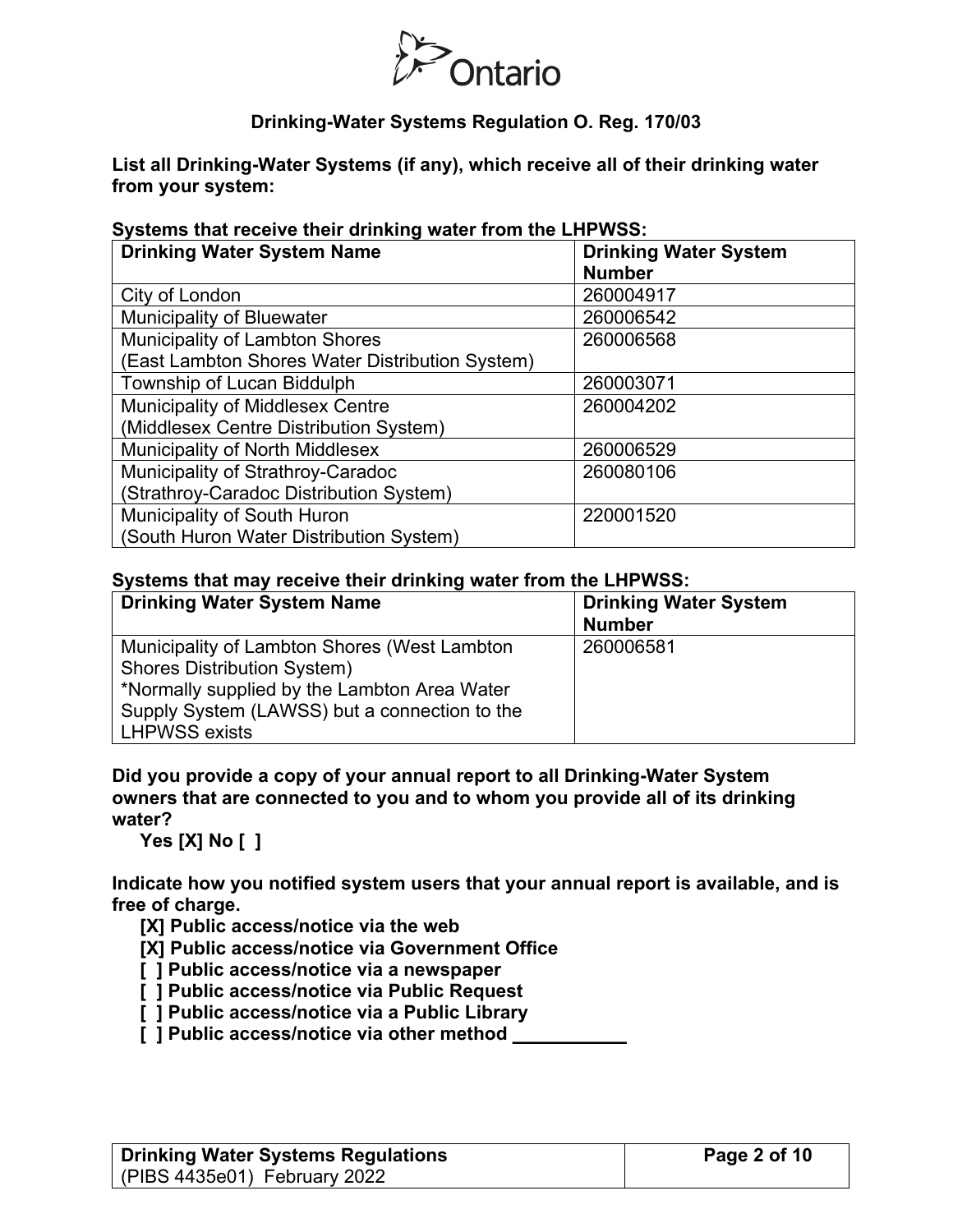Ontario

**Drinking-Water Systems Regulation O. Reg. 170/03**

**List all Drinking-Water Systems (if any), which receive all of their drinking water from your system:**

**Systems that receive their drinking water from the LHPWSS:**

| Drinking Water System Name | Drinking Water System Number |
|---|---|
| City of London | 260004917 |
| Municipality of Bluewater | 260006542 |
| Municipality of Lambton Shores (East Lambton Shores Water Distribution System) | 260006568 |
| Township of Lucan Biddulph | 260003071 |
| Municipality of Middlesex Centre (Middlesex Centre Distribution System) | 260004202 |
| Municipality of North Middlesex | 260006529 |
| Municipality of Strathroy-Caradoc (Strathroy-Caradoc Distribution System) | 260080106 |
| Municipality of South Huron (South Huron Water Distribution System) | 220001520 |

**Systems that may receive their drinking water from the LHPWSS:**

| Drinking Water System Name | Drinking Water System Number |
|---|---|
| Municipality of Lambton Shores (West Lambton Shores Distribution System) *Normally supplied by the Lambton Area Water Supply System (LAWSS) but a connection to the LHPWSS exists | 260006581 |

**Did you provide a copy of your annual report to all Drinking-Water System owners that are connected to you and to whom you provide all of its drinking water?**

**Yes [X] No [ ]**

**Indicate how you notified system users that your annual report is available, and is free of charge.**

- **[X] Public access/notice via the web**
- **[X] Public access/notice via Government Office**
- **[ ] Public access/notice via a newspaper**
- **[ ] Public access/notice via Public Request**
- **[ ] Public access/notice via a Public Library**
- **[ ] Public access/notice via other method ___________**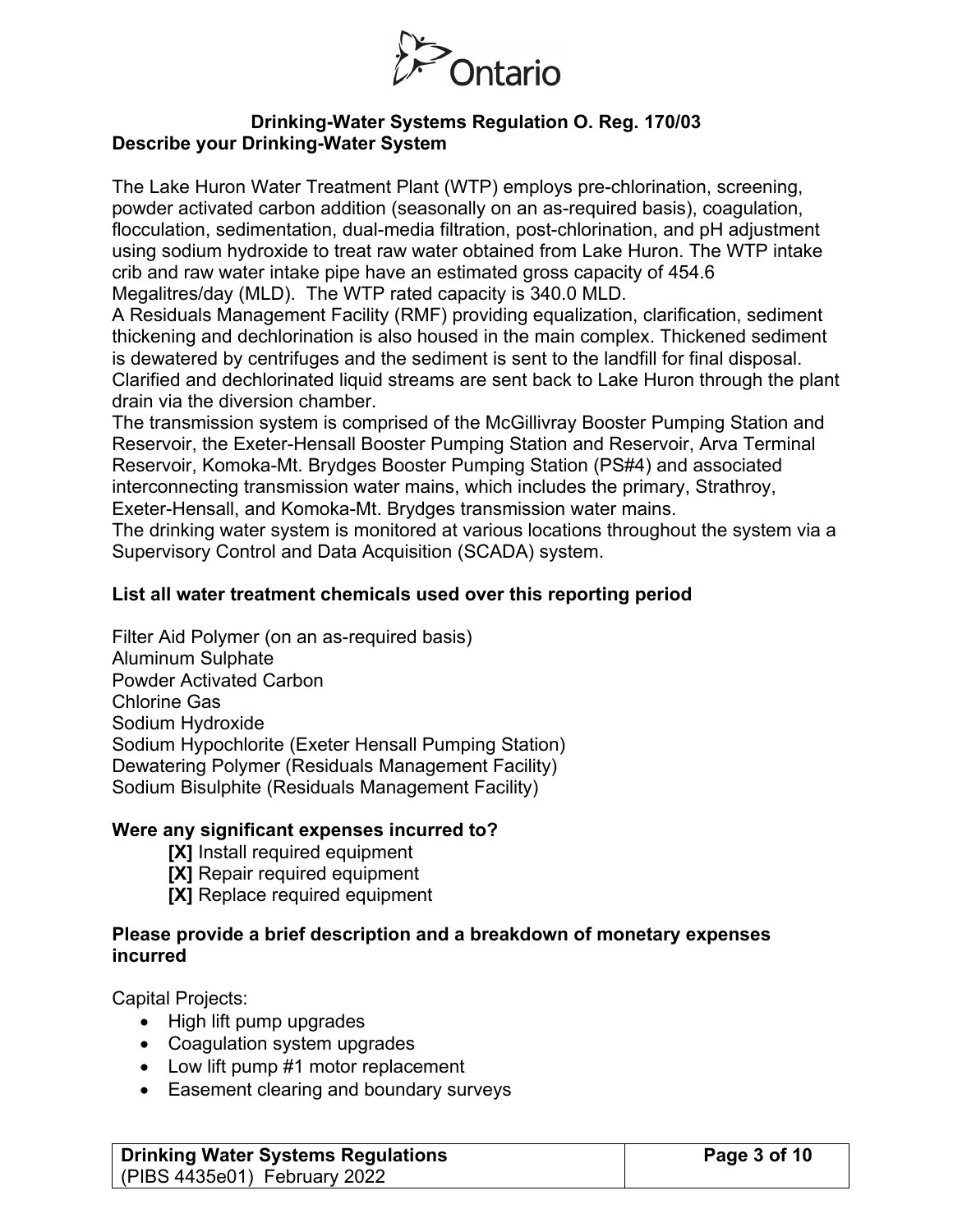## Drinking-Water Systems Regulation O. Reg. 170/03

### Describe your Drinking-Water System

The Lake Huron Water Treatment Plant (WTP) employs pre-chlorination, screening, powder activated carbon addition (seasonally on an as-required basis), coagulation, flocculation, sedimentation, dual-media filtration, post-chlorination, and pH adjustment using sodium hydroxide to treat raw water obtained from Lake Huron. The WTP intake crib and raw water intake pipe have an estimated gross capacity of 454.6 Megalitres/day (MLD). The WTP rated capacity is 340.0 MLD.

A Residuals Management Facility (RMF) providing equalization, clarification, sediment thickening and dechlorination is also housed in the main complex. Thickened sediment is dewatered by centrifuges and the sediment is sent to the landfill for final disposal. Clarified and dechlorinated liquid streams are sent back to Lake Huron through the plant drain via the diversion chamber.

The transmission system is comprised of the McGillivray Booster Pumping Station and Reservoir, the Exeter-Hensall Booster Pumping Station and Reservoir, Arva Terminal Reservoir, Komoka-Mt. Brydges Booster Pumping Station (PS#4) and associated interconnecting transmission water mains, which includes the primary, Strathroy, Exeter-Hensall, and Komoka-Mt. Brydges transmission water mains.

The drinking water system is monitored at various locations throughout the system via a Supervisory Control and Data Acquisition (SCADA) system.

### List all water treatment chemicals used over this reporting period

Filter Aid Polymer (on an as-required basis)
Aluminum Sulphate
Powder Activated Carbon
Chlorine Gas
Sodium Hydroxide
Sodium Hypochlorite (Exeter Hensall Pumping Station)
Dewatering Polymer (Residuals Management Facility)
Sodium Bisulphite (Residuals Management Facility)

### Were any significant expenses incurred to?

**[X]** Install required equipment
**[X]** Repair required equipment
**[X]** Replace required equipment

### Please provide a brief description and a breakdown of monetary expenses incurred

Capital Projects:

- High lift pump upgrades
- Coagulation system upgrades
- Low lift pump #1 motor replacement
- Easement clearing and boundary surveys

**Drinking Water Systems Regulations**
(PIBS 4435e01) February 2022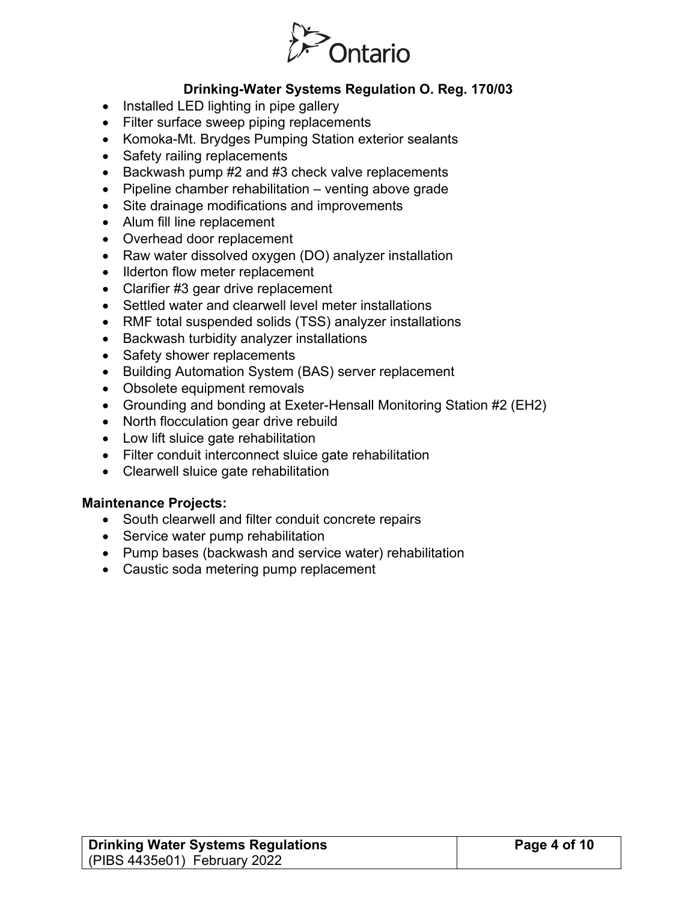- Installed LED lighting in pipe gallery
- Filter surface sweep piping replacements
- Komoka-Mt. Brydges Pumping Station exterior sealants
- Safety railing replacements
- Backwash pump #2 and #3 check valve replacements
- Pipeline chamber rehabilitation – venting above grade
- Site drainage modifications and improvements
- Alum fill line replacement
- Overhead door replacement
- Raw water dissolved oxygen (DO) analyzer installation
- Ilderton flow meter replacement
- Clarifier #3 gear drive replacement
- Settled water and clearwell level meter installations
- RMF total suspended solids (TSS) analyzer installations
- Backwash turbidity analyzer installations
- Safety shower replacements
- Building Automation System (BAS) server replacement
- Obsolete equipment removals
- Grounding and bonding at Exeter-Hensall Monitoring Station #2 (EH2)
- North flocculation gear drive rebuild
- Low lift sluice gate rehabilitation
- Filter conduit interconnect sluice gate rehabilitation
- Clearwell sluice gate rehabilitation

**Maintenance Projects:**

- South clearwell and filter conduit concrete repairs
- Service water pump rehabilitation
- Pump bases (backwash and service water) rehabilitation
- Caustic soda metering pump replacement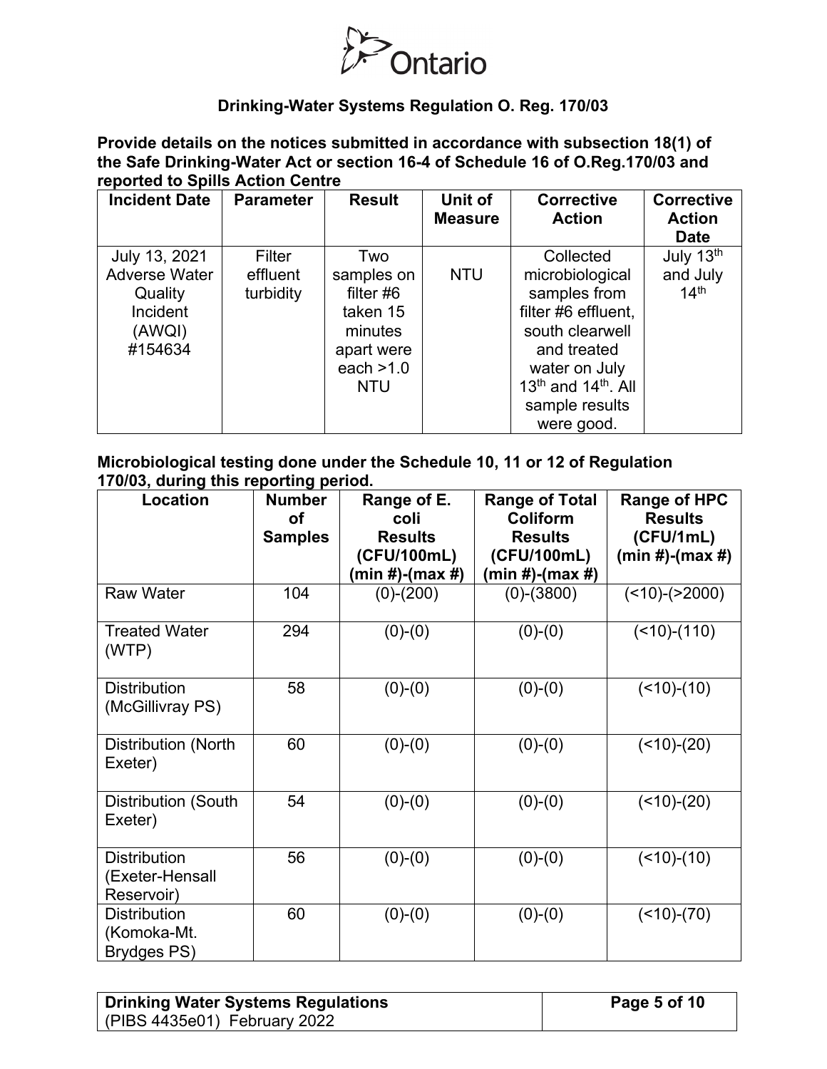**Drinking-Water Systems Regulation O. Reg. 170/03**

**Provide details on the notices submitted in accordance with subsection 18(1) of the Safe Drinking-Water Act or section 16-4 of Schedule 16 of O.Reg.170/03 and reported to Spills Action Centre**

| Incident Date | Parameter | Result | Unit of Measure | Corrective Action | Corrective Action Date |
|---|---|---|---|---|---|
| July 13, 2021 Adverse Water Quality Incident (AWQI) #154634 | Filter effluent turbidity | Two samples on filter #6 taken 15 minutes apart were each >1.0 NTU | NTU | Collected microbiological samples from filter #6 effluent, south clearwell and treated water on July 13th and 14th. All sample results were good. | July 13th and July 14th |

**Microbiological testing done under the Schedule 10, 11 or 12 of Regulation 170/03, during this reporting period.**

| Location | Number of Samples | Range of E. coli Results (CFU/100mL) (min #)-(max #) | Range of Total Coliform Results (CFU/100mL) (min #)-(max #) | Range of HPC Results (CFU/1mL) (min #)-(max #) |
|---|---|---|---|---|
| Raw Water | 104 | (0)-(200) | (0)-(3800) | (<10)-(>2000) |
| Treated Water (WTP) | 294 | (0)-(0) | (0)-(0) | (<10)-(110) |
| Distribution (McGillivray PS) | 58 | (0)-(0) | (0)-(0) | (<10)-(10) |
| Distribution (North Exeter) | 60 | (0)-(0) | (0)-(0) | (<10)-(20) |
| Distribution (South Exeter) | 54 | (0)-(0) | (0)-(0) | (<10)-(20) |
| Distribution (Exeter-Hensall Reservoir) | 56 | (0)-(0) | (0)-(0) | (<10)-(10) |
| Distribution (Komoka-Mt. Brydges PS) | 60 | (0)-(0) | (0)-(0) | (<10)-(70) |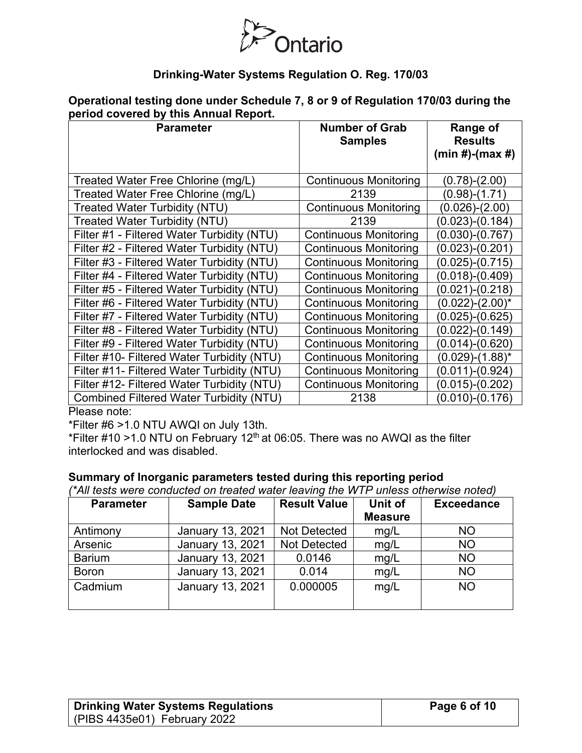Ontario

**Drinking-Water Systems Regulation O. Reg. 170/03**

**Operational testing done under Schedule 7, 8 or 9 of Regulation 170/03 during the period covered by this Annual Report.**

| Parameter | Number of Grab Samples | Range of Results (min #)-(max #) |
|---|---|---|
| Treated Water Free Chlorine (mg/L) | Continuous Monitoring | (0.78)-(2.00) |
| Treated Water Free Chlorine (mg/L) | 2139 | (0.98)-(1.71) |
| Treated Water Turbidity (NTU) | Continuous Monitoring | (0.026)-(2.00) |
| Treated Water Turbidity (NTU) | 2139 | (0.023)-(0.184) |
| Filter #1 - Filtered Water Turbidity (NTU) | Continuous Monitoring | (0.030)-(0.767) |
| Filter #2 - Filtered Water Turbidity (NTU) | Continuous Monitoring | (0.023)-(0.201) |
| Filter #3 - Filtered Water Turbidity (NTU) | Continuous Monitoring | (0.025)-(0.715) |
| Filter #4 - Filtered Water Turbidity (NTU) | Continuous Monitoring | (0.018)-(0.409) |
| Filter #5 - Filtered Water Turbidity (NTU) | Continuous Monitoring | (0.021)-(0.218) |
| Filter #6 - Filtered Water Turbidity (NTU) | Continuous Monitoring | (0.022)-(2.00)* |
| Filter #7 - Filtered Water Turbidity (NTU) | Continuous Monitoring | (0.025)-(0.625) |
| Filter #8 - Filtered Water Turbidity (NTU) | Continuous Monitoring | (0.022)-(0.149) |
| Filter #9 - Filtered Water Turbidity (NTU) | Continuous Monitoring | (0.014)-(0.620) |
| Filter #10- Filtered Water Turbidity (NTU) | Continuous Monitoring | (0.029)-(1.88)* |
| Filter #11- Filtered Water Turbidity (NTU) | Continuous Monitoring | (0.011)-(0.924) |
| Filter #12- Filtered Water Turbidity (NTU) | Continuous Monitoring | (0.015)-(0.202) |
| Combined Filtered Water Turbidity (NTU) | 2138 | (0.010)-(0.176) |

Please note:

*Filter #6 >1.0 NTU AWQI on July 13th.

*Filter #10 >1.0 NTU on February 12th at 06:05. There was no AWQI as the filter interlocked and was disabled.

**Summary of Inorganic parameters tested during this reporting period**

*(*All tests were conducted on treated water leaving the WTP unless otherwise noted)*

| Parameter | Sample Date | Result Value | Unit of Measure | Exceedance |
|---|---|---|---|---|
| Antimony | January 13, 2021 | Not Detected | mg/L | NO |
| Arsenic | January 13, 2021 | Not Detected | mg/L | NO |
| Barium | January 13, 2021 | 0.0146 | mg/L | NO |
| Boron | January 13, 2021 | 0.014 | mg/L | NO |
| Cadmium | January 13, 2021 | 0.000005 | mg/L | NO |

| **Drinking Water Systems Regulations** (PIBS 4435e01) February 2022 | |
|---|---|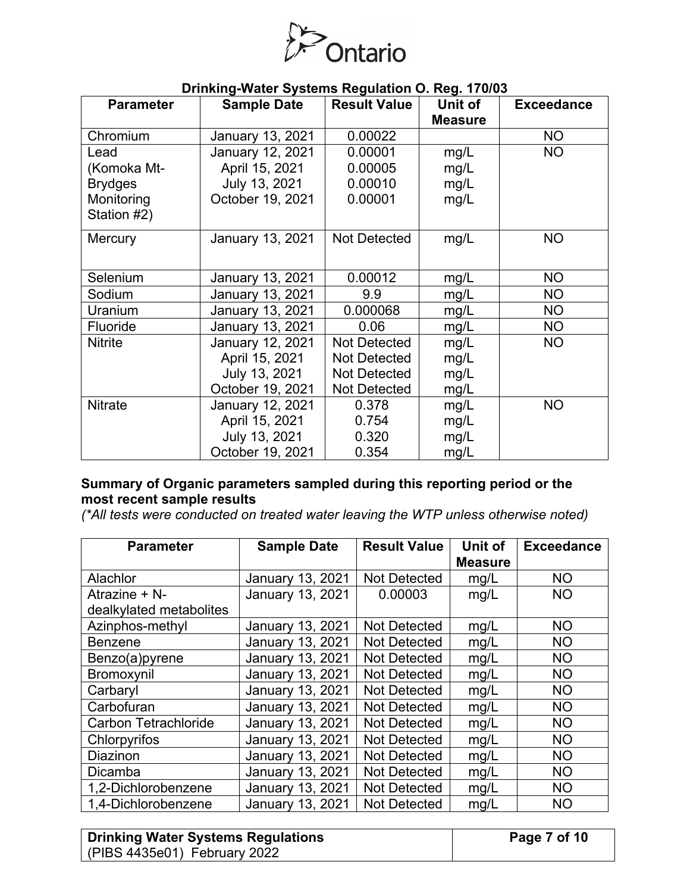**Drinking-Water Systems Regulation O. Reg. 170/03**

| Parameter | Sample Date | Result Value | Unit of Measure | Exceedance |
|---|---|---|---|---|
| Chromium | January 13, 2021 | 0.00022 | | NO |
| Lead (Komoka Mt-Brydges Monitoring Station #2) | January 12, 2021<br>April 15, 2021<br>July 13, 2021<br>October 19, 2021 | 0.00001<br>0.00005<br>0.00010<br>0.00001 | mg/L<br>mg/L<br>mg/L<br>mg/L | NO |
| Mercury | January 13, 2021 | Not Detected | mg/L | NO |
| Selenium | January 13, 2021 | 0.00012 | mg/L | NO |
| Sodium | January 13, 2021 | 9.9 | mg/L | NO |
| Uranium | January 13, 2021 | 0.000068 | mg/L | NO |
| Fluoride | January 13, 2021 | 0.06 | mg/L | NO |
| Nitrite | January 12, 2021<br>April 15, 2021<br>July 13, 2021<br>October 19, 2021 | Not Detected<br>Not Detected<br>Not Detected<br>Not Detected | mg/L<br>mg/L<br>mg/L<br>mg/L | NO |
| Nitrate | January 12, 2021<br>April 15, 2021<br>July 13, 2021<br>October 19, 2021 | 0.378<br>0.754<br>0.320<br>0.354 | mg/L<br>mg/L<br>mg/L<br>mg/L | NO |

**Summary of Organic parameters sampled during this reporting period or the most recent sample results**

*(\*All tests were conducted on treated water leaving the WTP unless otherwise noted)*

| Parameter | Sample Date | Result Value | Unit of Measure | Exceedance |
|---|---|---|---|---|
| Alachlor | January 13, 2021 | Not Detected | mg/L | NO |
| Atrazine + N-dealkylated metabolites | January 13, 2021 | 0.00003 | mg/L | NO |
| Azinphos-methyl | January 13, 2021 | Not Detected | mg/L | NO |
| Benzene | January 13, 2021 | Not Detected | mg/L | NO |
| Benzo(a)pyrene | January 13, 2021 | Not Detected | mg/L | NO |
| Bromoxynil | January 13, 2021 | Not Detected | mg/L | NO |
| Carbaryl | January 13, 2021 | Not Detected | mg/L | NO |
| Carbofuran | January 13, 2021 | Not Detected | mg/L | NO |
| Carbon Tetrachloride | January 13, 2021 | Not Detected | mg/L | NO |
| Chlorpyrifos | January 13, 2021 | Not Detected | mg/L | NO |
| Diazinon | January 13, 2021 | Not Detected | mg/L | NO |
| Dicamba | January 13, 2021 | Not Detected | mg/L | NO |
| 1,2-Dichlorobenzene | January 13, 2021 | Not Detected | mg/L | NO |
| 1,4-Dichlorobenzene | January 13, 2021 | Not Detected | mg/L | NO |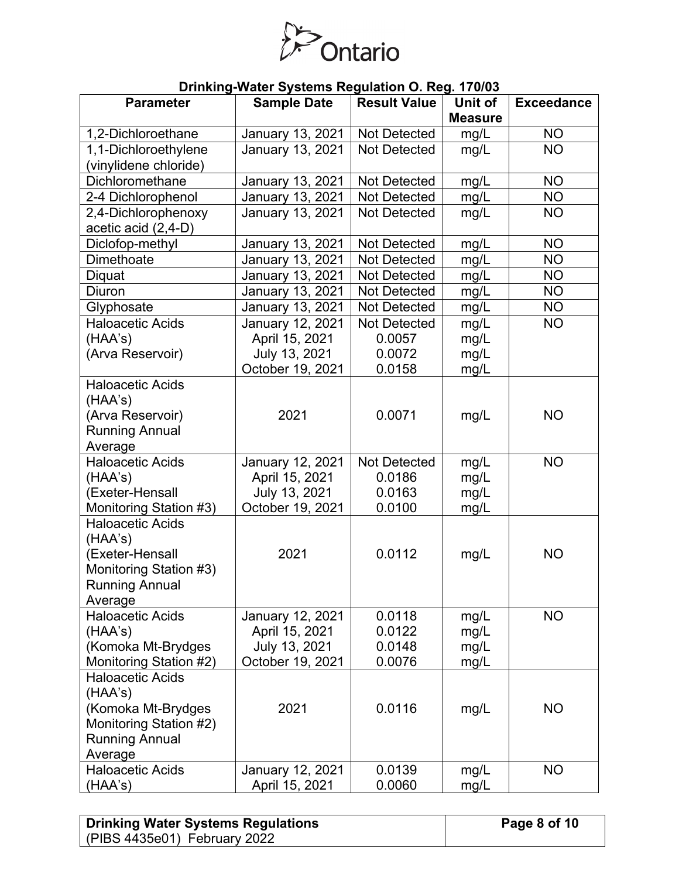**Drinking-Water Systems Regulation O. Reg. 170/03**

| Parameter | Sample Date | Result Value | Unit of Measure | Exceedance |
|---|---|---|---|---|
| 1,2-Dichloroethane | January 13, 2021 | Not Detected | mg/L | NO |
| 1,1-Dichloroethylene (vinylidene chloride) | January 13, 2021 | Not Detected | mg/L | NO |
| Dichloromethane | January 13, 2021 | Not Detected | mg/L | NO |
| 2-4 Dichlorophenol | January 13, 2021 | Not Detected | mg/L | NO |
| 2,4-Dichlorophenoxy acetic acid (2,4-D) | January 13, 2021 | Not Detected | mg/L | NO |
| Diclofop-methyl | January 13, 2021 | Not Detected | mg/L | NO |
| Dimethoate | January 13, 2021 | Not Detected | mg/L | NO |
| Diquat | January 13, 2021 | Not Detected | mg/L | NO |
| Diuron | January 13, 2021 | Not Detected | mg/L | NO |
| Glyphosate | January 13, 2021 | Not Detected | mg/L | NO |
| Haloacetic Acids (HAA's) (Arva Reservoir) | January 12, 2021<br>April 15, 2021<br>July 13, 2021<br>October 19, 2021 | Not Detected<br>0.0057<br>0.0072<br>0.0158 | mg/L<br>mg/L<br>mg/L<br>mg/L | NO |
| Haloacetic Acids (HAA's) (Arva Reservoir) Running Annual Average | 2021 | 0.0071 | mg/L | NO |
| Haloacetic Acids (HAA's) (Exeter-Hensall Monitoring Station #3) | January 12, 2021<br>April 15, 2021<br>July 13, 2021<br>October 19, 2021 | Not Detected<br>0.0186<br>0.0163<br>0.0100 | mg/L<br>mg/L<br>mg/L<br>mg/L | NO |
| Haloacetic Acids (HAA's) (Exeter-Hensall Monitoring Station #3) Running Annual Average | 2021 | 0.0112 | mg/L | NO |
| Haloacetic Acids (HAA's) (Komoka Mt-Brydges Monitoring Station #2) | January 12, 2021<br>April 15, 2021<br>July 13, 2021<br>October 19, 2021 | 0.0118<br>0.0122<br>0.0148<br>0.0076 | mg/L<br>mg/L<br>mg/L<br>mg/L | NO |
| Haloacetic Acids (HAA's) (Komoka Mt-Brydges Monitoring Station #2) Running Annual Average | 2021 | 0.0116 | mg/L | NO |
| Haloacetic Acids (HAA's) | January 12, 2021<br>April 15, 2021 | 0.0139<br>0.0060 | mg/L<br>mg/L | NO |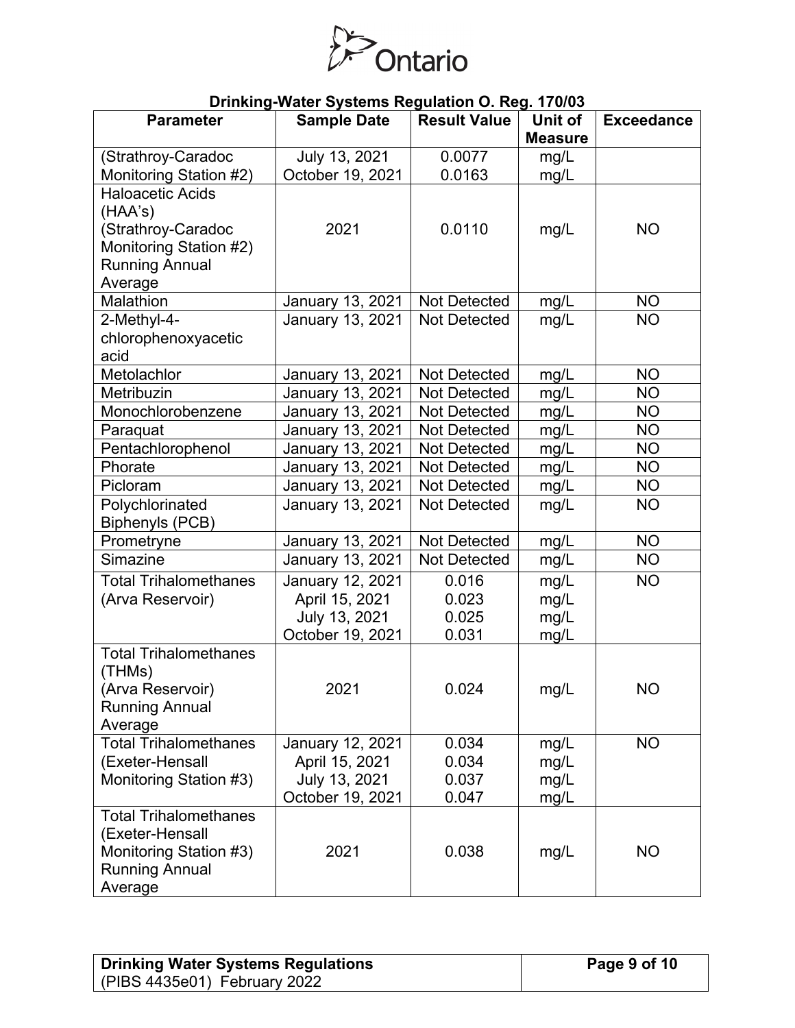**Drinking-Water Systems Regulation O. Reg. 170/03**

| Parameter | Sample Date | Result Value | Unit of Measure | Exceedance |
|---|---|---|---|---|
| (Strathroy-Caradoc Monitoring Station #2) | July 13, 2021<br>October 19, 2021 | 0.0077<br>0.0163 | mg/L<br>mg/L | |
| Haloacetic Acids (HAA's) (Strathroy-Caradoc Monitoring Station #2) Running Annual Average | 2021 | 0.0110 | mg/L | NO |
| Malathion | January 13, 2021 | Not Detected | mg/L | NO |
| 2-Methyl-4-chlorophenoxyacetic acid | January 13, 2021 | Not Detected | mg/L | NO |
| Metolachlor | January 13, 2021 | Not Detected | mg/L | NO |
| Metribuzin | January 13, 2021 | Not Detected | mg/L | NO |
| Monochlorobenzene | January 13, 2021 | Not Detected | mg/L | NO |
| Paraquat | January 13, 2021 | Not Detected | mg/L | NO |
| Pentachlorophenol | January 13, 2021 | Not Detected | mg/L | NO |
| Phorate | January 13, 2021 | Not Detected | mg/L | NO |
| Picloram | January 13, 2021 | Not Detected | mg/L | NO |
| Polychlorinated Biphenyls (PCB) | January 13, 2021 | Not Detected | mg/L | NO |
| Prometryne | January 13, 2021 | Not Detected | mg/L | NO |
| Simazine | January 13, 2021 | Not Detected | mg/L | NO |
| Total Trihalomethanes (Arva Reservoir) | January 12, 2021<br>April 15, 2021<br>July 13, 2021<br>October 19, 2021 | 0.016<br>0.023<br>0.025<br>0.031 | mg/L<br>mg/L<br>mg/L<br>mg/L | NO |
| Total Trihalomethanes (THMs) (Arva Reservoir) Running Annual Average | 2021 | 0.024 | mg/L | NO |
| Total Trihalomethanes (Exeter-Hensall Monitoring Station #3) | January 12, 2021<br>April 15, 2021<br>July 13, 2021<br>October 19, 2021 | 0.034<br>0.034<br>0.037<br>0.047 | mg/L<br>mg/L<br>mg/L<br>mg/L | NO |
| Total Trihalomethanes (Exeter-Hensall Monitoring Station #3) Running Annual Average | 2021 | 0.038 | mg/L | NO |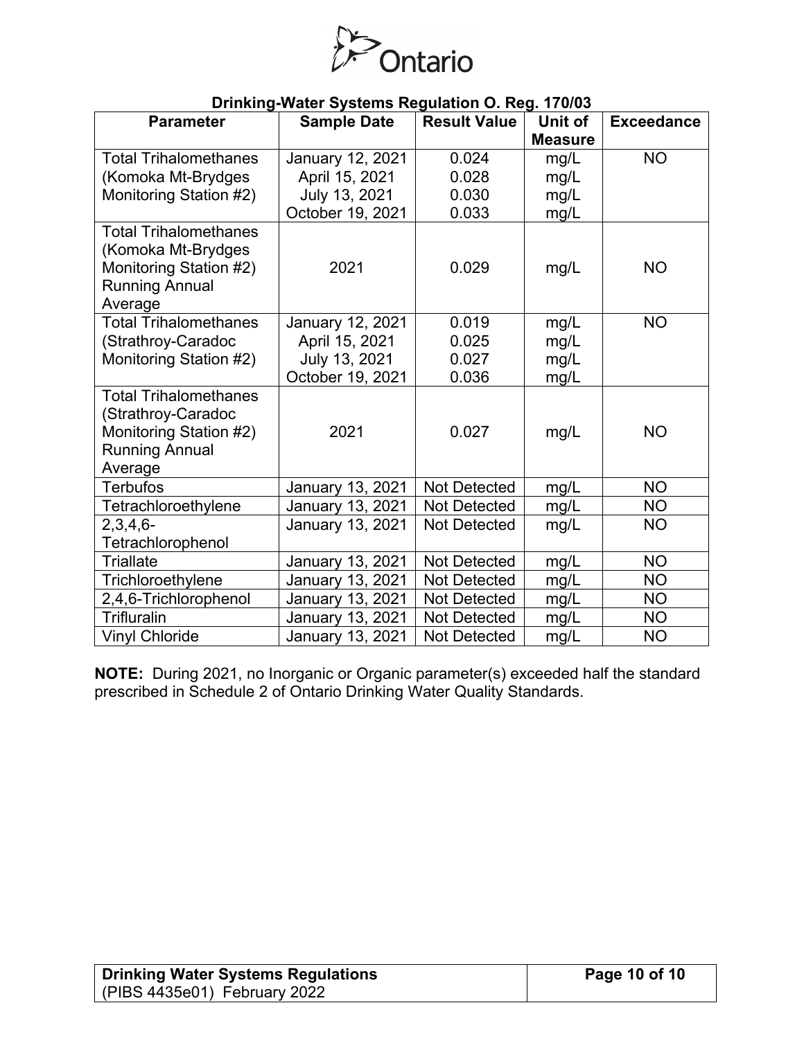## Drinking-Water Systems Regulation O. Reg. 170/03

| Parameter | Sample Date | Result Value | Unit of Measure | Exceedance |
|---|---|---|---|---|
| Total Trihalomethanes (Komoka Mt-Brydges Monitoring Station #2) | January 12, 2021<br>April 15, 2021<br>July 13, 2021<br>October 19, 2021 | 0.024<br>0.028<br>0.030<br>0.033 | mg/L<br>mg/L<br>mg/L<br>mg/L | NO |
| Total Trihalomethanes (Komoka Mt-Brydges Monitoring Station #2) Running Annual Average | 2021 | 0.029 | mg/L | NO |
| Total Trihalomethanes (Strathroy-Caradoc Monitoring Station #2) | January 12, 2021<br>April 15, 2021<br>July 13, 2021<br>October 19, 2021 | 0.019<br>0.025<br>0.027<br>0.036 | mg/L<br>mg/L<br>mg/L<br>mg/L | NO |
| Total Trihalomethanes (Strathroy-Caradoc Monitoring Station #2) Running Annual Average | 2021 | 0.027 | mg/L | NO |
| Terbufos | January 13, 2021 | Not Detected | mg/L | NO |
| Tetrachloroethylene | January 13, 2021 | Not Detected | mg/L | NO |
| 2,3,4,6-Tetrachlorophenol | January 13, 2021 | Not Detected | mg/L | NO |
| Triallate | January 13, 2021 | Not Detected | mg/L | NO |
| Trichloroethylene | January 13, 2021 | Not Detected | mg/L | NO |
| 2,4,6-Trichlorophenol | January 13, 2021 | Not Detected | mg/L | NO |
| Trifluralin | January 13, 2021 | Not Detected | mg/L | NO |
| Vinyl Chloride | January 13, 2021 | Not Detected | mg/L | NO |

**NOTE:** During 2021, no Inorganic or Organic parameter(s) exceeded half the standard prescribed in Schedule 2 of Ontario Drinking Water Quality Standards.